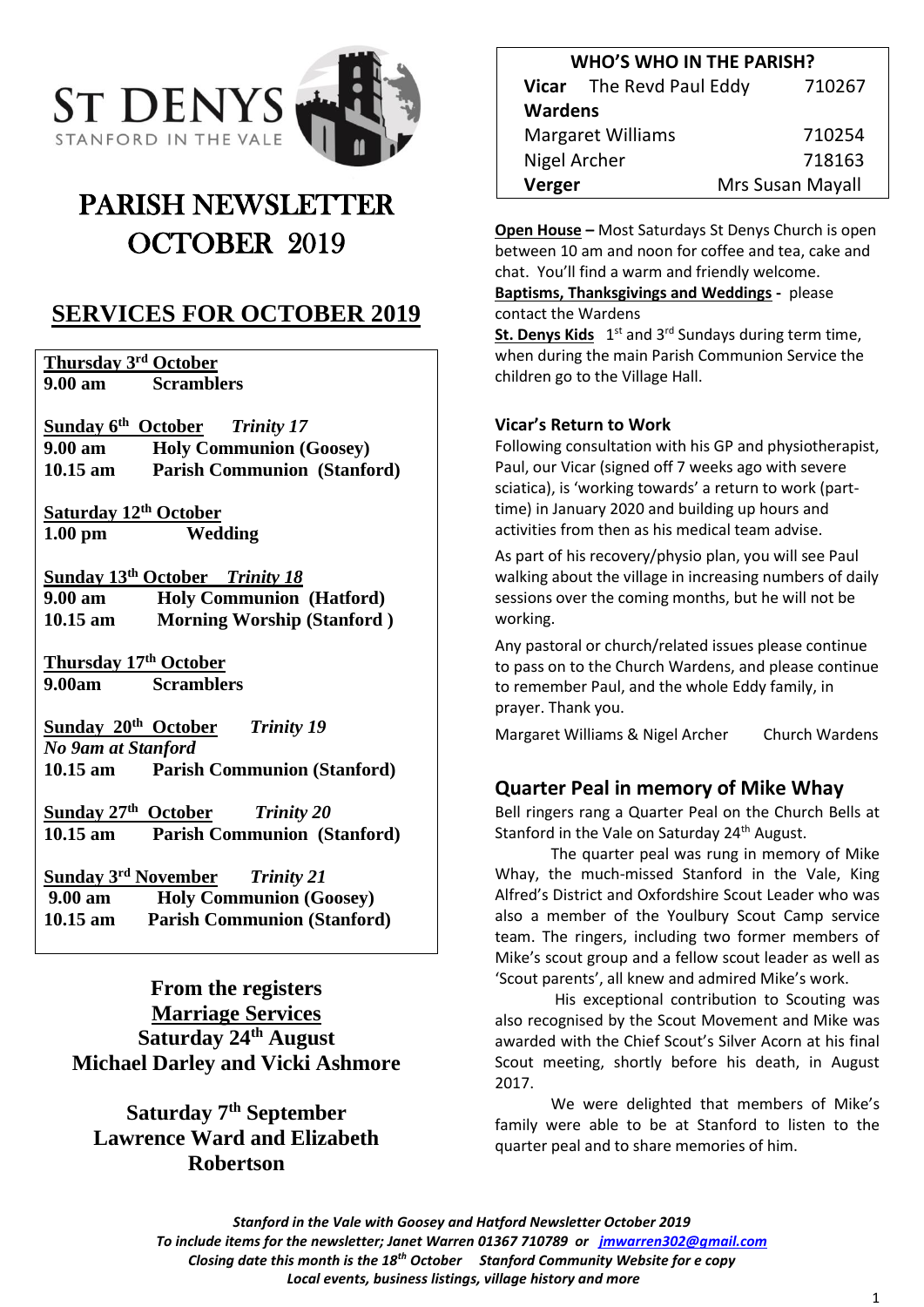ST DENYS
STANFORD IN THE VALE

# PARISH NEWSLETTER OCTOBER 2019

## SERVICES FOR OCTOBER 2019

**Thursday 3rd October**
**9.00 am** **Scramblers**

**Sunday 6th October** ***Trinity 17***
**9.00 am** **Holy Communion (Goosey)**
**10.15 am** **Parish Communion (Stanford)**

**Saturday 12th October**
**1.00 pm** **Wedding**

**Sunday 13th October** ***Trinity 18***
**9.00 am** **Holy Communion (Hatford)**
**10.15 am** **Morning Worship (Stanford )**

**Thursday 17th October**
**9.00am** **Scramblers**

**Sunday 20th October** ***Trinity 19***
*No 9am at Stanford*
**10.15 am** **Parish Communion (Stanford)**

**Sunday 27th October** ***Trinity 20***
**10.15 am** **Parish Communion (Stanford)**

**Sunday 3rd November** ***Trinity 21***
**9.00 am** **Holy Communion (Goosey)**
**10.15 am** **Parish Communion (Stanford)**

### From the registers

**Marriage Services**

**Saturday 24th August**
**Michael Darley and Vicki Ashmore**

**Saturday 7th September**
**Lawrence Ward and Elizabeth Robertson**

| WHO'S WHO IN THE PARISH? | |
|---|---|
| **Vicar** The Revd Paul Eddy | 710267 |
| **Wardens** | |
| Margaret Williams | 710254 |
| Nigel Archer | 718163 |
| **Verger** | Mrs Susan Mayall |

**Open House –** Most Saturdays St Denys Church is open between 10 am and noon for coffee and tea, cake and chat. You'll find a warm and friendly welcome.

**Baptisms, Thanksgivings and Weddings -** please contact the Wardens

**St. Denys Kids** 1st and 3rd Sundays during term time, when during the main Parish Communion Service the children go to the Village Hall.

### Vicar's Return to Work

Following consultation with his GP and physiotherapist, Paul, our Vicar (signed off 7 weeks ago with severe sciatica), is 'working towards' a return to work (part-time) in January 2020 and building up hours and activities from then as his medical team advise.

As part of his recovery/physio plan, you will see Paul walking about the village in increasing numbers of daily sessions over the coming months, but he will not be working.

Any pastoral or church/related issues please continue to pass on to the Church Wardens, and please continue to remember Paul, and the whole Eddy family, in prayer. Thank you.

Margaret Williams & Nigel Archer Church Wardens

## Quarter Peal in memory of Mike Whay

Bell ringers rang a Quarter Peal on the Church Bells at Stanford in the Vale on Saturday 24th August.

The quarter peal was rung in memory of Mike Whay, the much-missed Stanford in the Vale, King Alfred's District and Oxfordshire Scout Leader who was also a member of the Youlbury Scout Camp service team. The ringers, including two former members of Mike's scout group and a fellow scout leader as well as 'Scout parents', all knew and admired Mike's work.

His exceptional contribution to Scouting was also recognised by the Scout Movement and Mike was awarded with the Chief Scout's Silver Acorn at his final Scout meeting, shortly before his death, in August 2017.

We were delighted that members of Mike's family were able to be at Stanford to listen to the quarter peal and to share memories of him.

*Stanford in the Vale with Goosey and Hatford Newsletter October 2019*
*To include items for the newsletter; Janet Warren 01367 710789 or jmwarren302@gmail.com*
*Closing date this month is the 18th October Stanford Community Website for e copy*
*Local events, business listings, village history and more*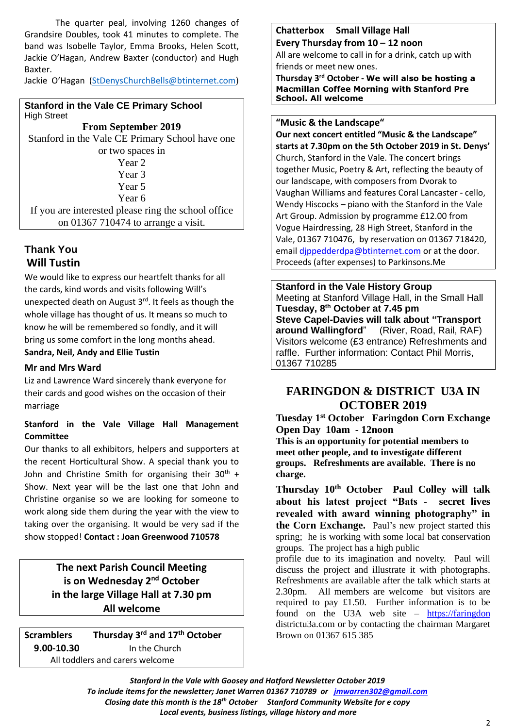The quarter peal, involving 1260 changes of Grandsire Doubles, took 41 minutes to complete. The band was Isobelle Taylor, Emma Brooks, Helen Scott, Jackie O'Hagan, Andrew Baxter (conductor) and Hugh Baxter.
Jackie O'Hagan (StDenysChurchBells@btinternet.com)

**Stanford in the Vale CE Primary School**
High Street

**From September 2019**

Stanford in the Vale CE Primary School have one or two spaces in
Year 2
Year 3
Year 5
Year 6
If you are interested please ring the school office on 01367 710474 to arrange a visit.

## Thank You
## Will Tustin

We would like to express our heartfelt thanks for all the cards, kind words and visits following Will's unexpected death on August 3rd. It feels as though the whole village has thought of us. It means so much to know he will be remembered so fondly, and it will bring us some comfort in the long months ahead.
**Sandra, Neil, Andy and Ellie Tustin**

### Mr and Mrs Ward

Liz and Lawrence Ward sincerely thank everyone for their cards and good wishes on the occasion of their marriage

**Stanford in the Vale Village Hall Management Committee**

Our thanks to all exhibitors, helpers and supporters at the recent Horticultural Show. A special thank you to John and Christine Smith for organising their 30th + Show. Next year will be the last one that John and Christine organise so we are looking for someone to work along side them during the year with the view to taking over the organising. It would be very sad if the show stopped! **Contact : Joan Greenwood 710578**

**The next Parish Council Meeting is on Wednesday 2nd October in the large Village Hall at 7.30 pm All welcome**

**Scramblers** **Thursday 3rd and 17th October**
**9.00-10.30** In the Church
All toddlers and carers welcome

**Chatterbox Small Village Hall**
**Every Thursday from 10 – 12 noon**
All are welcome to call in for a drink, catch up with friends or meet new ones.
**Thursday 3rd October - We will also be hosting a Macmillan Coffee Morning with Stanford Pre School. All welcome**

**"Music & the Landscape"**
**Our next concert entitled "Music & the Landscape" starts at 7.30pm on the 5th October 2019 in St. Denys'** Church, Stanford in the Vale. The concert brings together Music, Poetry & Art, reflecting the beauty of our landscape, with composers from Dvorak to Vaughan Williams and features Coral Lancaster - cello, Wendy Hiscocks – piano with the Stanford in the Vale Art Group. Admission by programme £12.00 from Vogue Hairdressing, 28 High Street, Stanford in the Vale, 01367 710476, by reservation on 01367 718420, email djppedderdpa@btinternet.com or at the door. Proceeds (after expenses) to Parkinsons.Me

**Stanford in the Vale History Group**
Meeting at Stanford Village Hall, in the Small Hall
**Tuesday, 8th October at 7.45 pm**
**Steve Capel-Davies will talk about "Transport around Wallingford**" (River, Road, Rail, RAF)
Visitors welcome (£3 entrance) Refreshments and raffle. Further information: Contact Phil Morris, 01367 710285

## FARINGDON & DISTRICT U3A IN OCTOBER 2019

**Tuesday 1st October Faringdon Corn Exchange Open Day 10am - 12noon**
**This is an opportunity for potential members to meet other people, and to investigate different groups. Refreshments are available. There is no charge.**

**Thursday 10th October Paul Colley will talk about his latest project "Bats - secret lives revealed with award winning photography" in the Corn Exchange.** Paul's new project started this spring; he is working with some local bat conservation groups. The project has a high public profile due to its imagination and novelty. Paul will discuss the project and illustrate it with photographs. Refreshments are available after the talk which starts at 2.30pm. All members are welcome but visitors are required to pay £1.50. Further information is to be found on the U3A web site – https://faringdondistrictu3a.com or by contacting the chairman Margaret Brown on 01367 615 385

*Stanford in the Vale with Goosey and Hatford Newsletter October 2019*
*To include items for the newsletter; Janet Warren 01367 710789 or jmwarren302@gmail.com*
*Closing date this month is the 18th October Stanford Community Website for e copy*
*Local events, business listings, village history and more*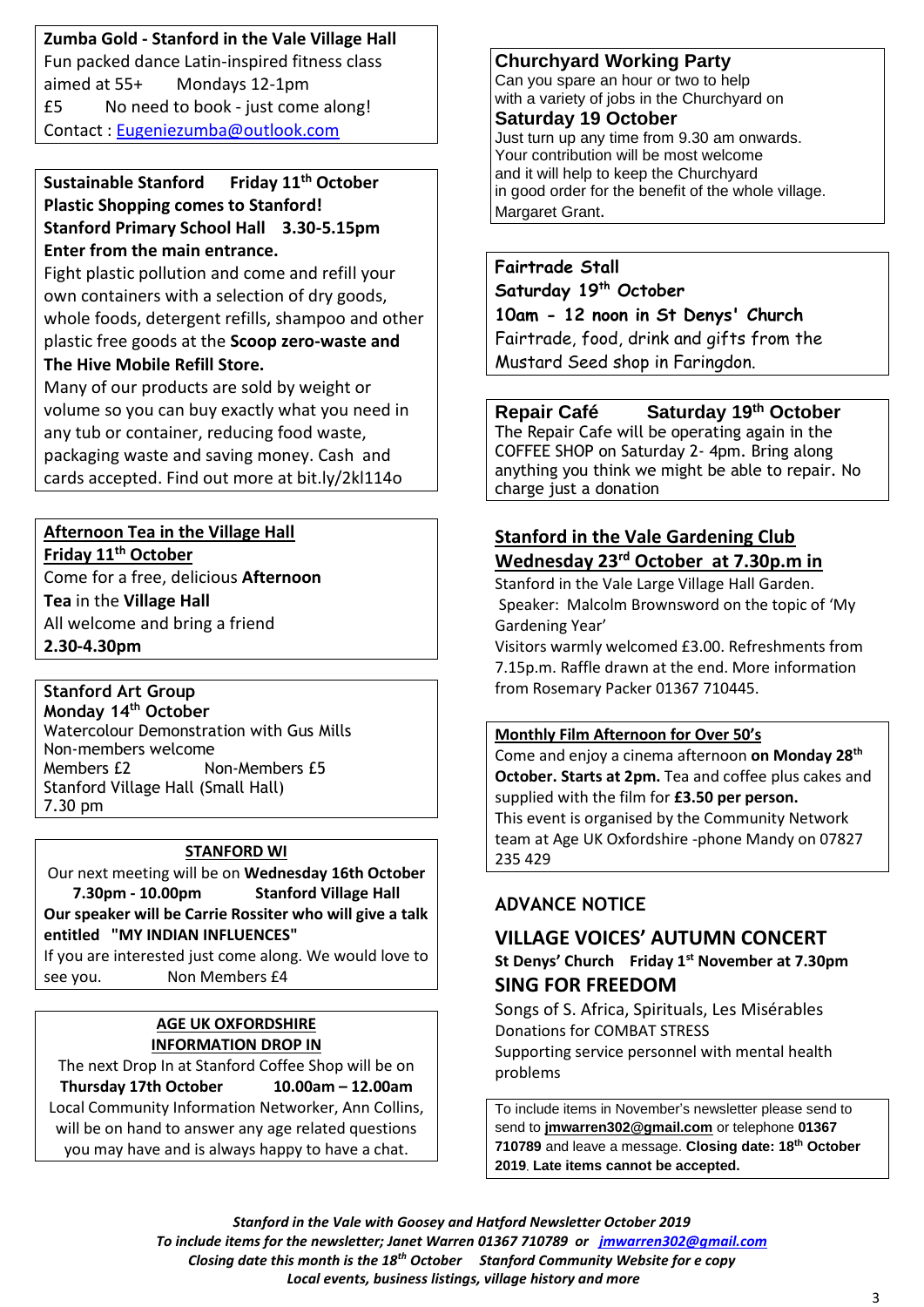**Zumba Gold - Stanford in the Vale Village Hall**

Fun packed dance Latin-inspired fitness class aimed at 55+ Mondays 12-1pm

£5 No need to book - just come along!

Contact : Eugeniezumba@outlook.com

**Sustainable Stanford Friday 11th October**

**Plastic Shopping comes to Stanford!**

**Stanford Primary School Hall 3.30-5.15pm**

**Enter from the main entrance.**

Fight plastic pollution and come and refill your own containers with a selection of dry goods, whole foods, detergent refills, shampoo and other plastic free goods at the **Scoop zero-waste and The Hive Mobile Refill Store.**

Many of our products are sold by weight or volume so you can buy exactly what you need in any tub or container, reducing food waste, packaging waste and saving money. Cash and cards accepted. Find out more at bit.ly/2kl114o

**Afternoon Tea in the Village Hall**

**Friday 11th October**

Come for a free, delicious **Afternoon Tea** in the **Village Hall**

All welcome and bring a friend

**2.30-4.30pm**

**Stanford Art Group**

**Monday 14th October**

Watercolour Demonstration with Gus Mills

Non-members welcome

Members £2 Non-Members £5

Stanford Village Hall (Small Hall)

7.30 pm

**STANFORD WI**

Our next meeting will be on **Wednesday 16th October**

**7.30pm - 10.00pm Stanford Village Hall**

**Our speaker will be Carrie Rossiter who will give a talk entitled "MY INDIAN INFLUENCES"**

If you are interested just come along. We would love to see you. Non Members £4

**AGE UK OXFORDSHIRE**

**INFORMATION DROP IN**

The next Drop In at Stanford Coffee Shop will be on **Thursday 17th October 10.00am – 12.00am**

Local Community Information Networker, Ann Collins, will be on hand to answer any age related questions you may have and is always happy to have a chat.

**Churchyard Working Party**

Can you spare an hour or two to help with a variety of jobs in the Churchyard on

**Saturday 19 October**

Just turn up any time from 9.30 am onwards.
Your contribution will be most welcome and it will help to keep the Churchyard in good order for the benefit of the whole village.
Margaret Grant.

**Fairtrade Stall**

**Saturday 19th October**

**10am - 12 noon in St Denys' Church**

Fairtrade, food, drink and gifts from the Mustard Seed shop in Faringdon.

**Repair Café Saturday 19th October**

The Repair Cafe will be operating again in the COFFEE SHOP on Saturday 2- 4pm. Bring along anything you think we might be able to repair. No charge just a donation

**Stanford in the Vale Gardening Club**

**Wednesday 23rd October at 7.30p.m in**

Stanford in the Vale Large Village Hall Garden.
Speaker: Malcolm Brownsword on the topic of 'My Gardening Year'

Visitors warmly welcomed £3.00. Refreshments from 7.15p.m. Raffle drawn at the end. More information from Rosemary Packer 01367 710445.

**Monthly Film Afternoon for Over 50's**

Come and enjoy a cinema afternoon **on Monday 28th October. Starts at 2pm.** Tea and coffee plus cakes and supplied with the film for **£3.50 per person.**

This event is organised by the Community Network team at Age UK Oxfordshire -phone Mandy on 07827 235 429

## ADVANCE NOTICE

## VILLAGE VOICES' AUTUMN CONCERT

**St Denys' Church Friday 1st November at 7.30pm**

## SING FOR FREEDOM

Songs of S. Africa, Spirituals, Les Misérables

Donations for COMBAT STRESS

Supporting service personnel with mental health problems

To include items in November's newsletter please send to send to **jmwarren302@gmail.com** or telephone **01367 710789** and leave a message. **Closing date: 18th October 2019**. **Late items cannot be accepted.**

***Stanford in the Vale with Goosey and Hatford Newsletter October 2019***

***To include items for the newsletter; Janet Warren 01367 710789 or jmwarren302@gmail.com***

***Closing date this month is the 18th October Stanford Community Website for e copy***

***Local events, business listings, village history and more***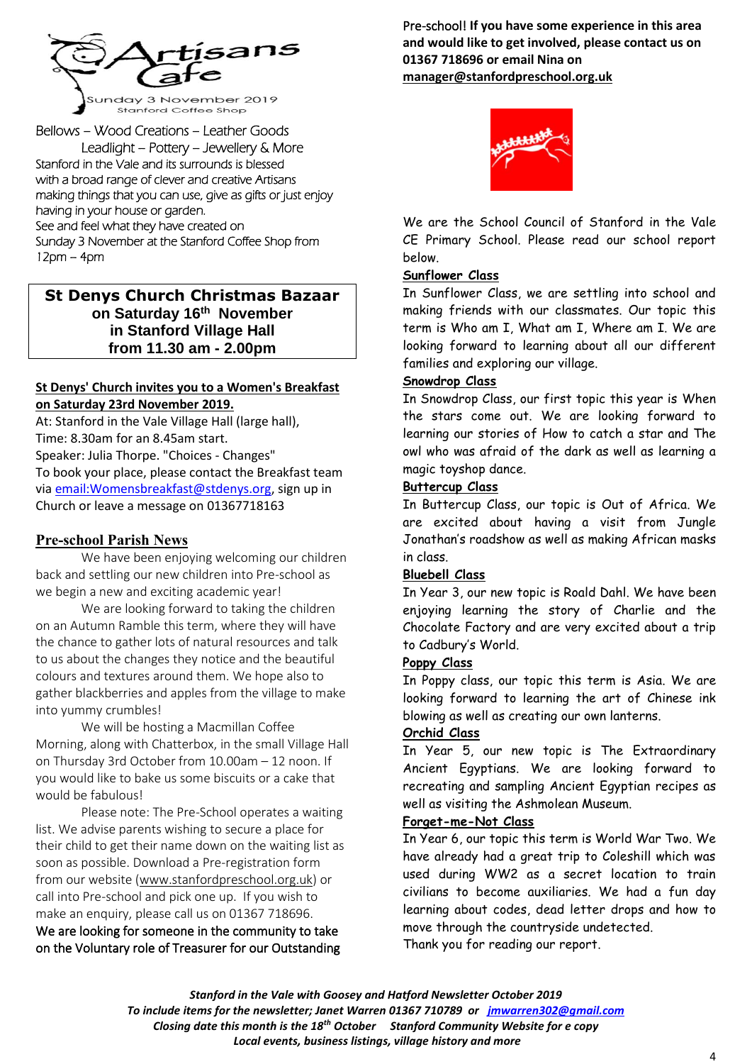# Artisans Cafe

Sunday 3 November 2019

Stanford Coffee Shop

Bellows – Wood Creations – Leather Goods

Leadlight – Pottery – Jewellery & More

Stanford in the Vale and its surrounds is blessed with a broad range of clever and creative Artisans making things that you can use, give as gifts or just enjoy having in your house or garden.

See and feel what they have created on Sunday 3 November at the Stanford Coffee Shop from 12pm – 4pm

## St Denys Church Christmas Bazaar

**on Saturday 16th November**
**in Stanford Village Hall**
**from 11.30 am - 2.00pm**

**St Denys' Church invites you to a Women's Breakfast on Saturday 23rd November 2019.**

At: Stanford in the Vale Village Hall (large hall),
Time: 8.30am for an 8.45am start.
Speaker: Julia Thorpe. "Choices - Changes"
To book your place, please contact the Breakfast team via email:Womensbreakfast@stdenys.org, sign up in Church or leave a message on 01367718163

## Pre-school Parish News

We have been enjoying welcoming our children back and settling our new children into Pre-school as we begin a new and exciting academic year!

We are looking forward to taking the children on an Autumn Ramble this term, where they will have the chance to gather lots of natural resources and talk to us about the changes they notice and the beautiful colours and textures around them. We hope also to gather blackberries and apples from the village to make into yummy crumbles!

We will be hosting a Macmillan Coffee Morning, along with Chatterbox, in the small Village Hall on Thursday 3rd October from 10.00am – 12 noon. If you would like to bake us some biscuits or a cake that would be fabulous!

Please note: The Pre-School operates a waiting list. We advise parents wishing to secure a place for their child to get their name down on the waiting list as soon as possible. Download a Pre-registration form from our website (www.stanfordpreschool.org.uk) or call into Pre-school and pick one up. If you wish to make an enquiry, please call us on 01367 718696.

We are looking for someone in the community to take on the Voluntary role of Treasurer for our Outstanding Pre-school! **If you have some experience in this area and would like to get involved, please contact us on 01367 718696 or email Nina on manager@stanfordpreschool.org.uk**

We are the School Council of Stanford in the Vale CE Primary School. Please read our school report below.

### Sunflower Class

In Sunflower Class, we are settling into school and making friends with our classmates. Our topic this term is Who am I, What am I, Where am I. We are looking forward to learning about all our different families and exploring our village.

### Snowdrop Class

In Snowdrop Class, our first topic this year is When the stars come out. We are looking forward to learning our stories of How to catch a star and The owl who was afraid of the dark as well as learning a magic toyshop dance.

### Buttercup Class

In Buttercup Class, our topic is Out of Africa. We are excited about having a visit from Jungle Jonathan's roadshow as well as making African masks in class.

### Bluebell Class

In Year 3, our new topic is Roald Dahl. We have been enjoying learning the story of Charlie and the Chocolate Factory and are very excited about a trip to Cadbury's World.

### Poppy Class

In Poppy class, our topic this term is Asia. We are looking forward to learning the art of Chinese ink blowing as well as creating our own lanterns.

### Orchid Class

In Year 5, our new topic is The Extraordinary Ancient Egyptians. We are looking forward to recreating and sampling Ancient Egyptian recipes as well as visiting the Ashmolean Museum.

### Forget-me-Not Class

In Year 6, our topic this term is World War Two. We have already had a great trip to Coleshill which was used during WW2 as a secret location to train civilians to become auxiliaries. We had a fun day learning about codes, dead letter drops and how to move through the countryside undetected.

Thank you for reading our report.

*Stanford in the Vale with Goosey and Hatford Newsletter October 2019*
*To include items for the newsletter; Janet Warren 01367 710789 or jmwarren302@gmail.com*
*Closing date this month is the 18th October Stanford Community Website for e copy*
*Local events, business listings, village history and more*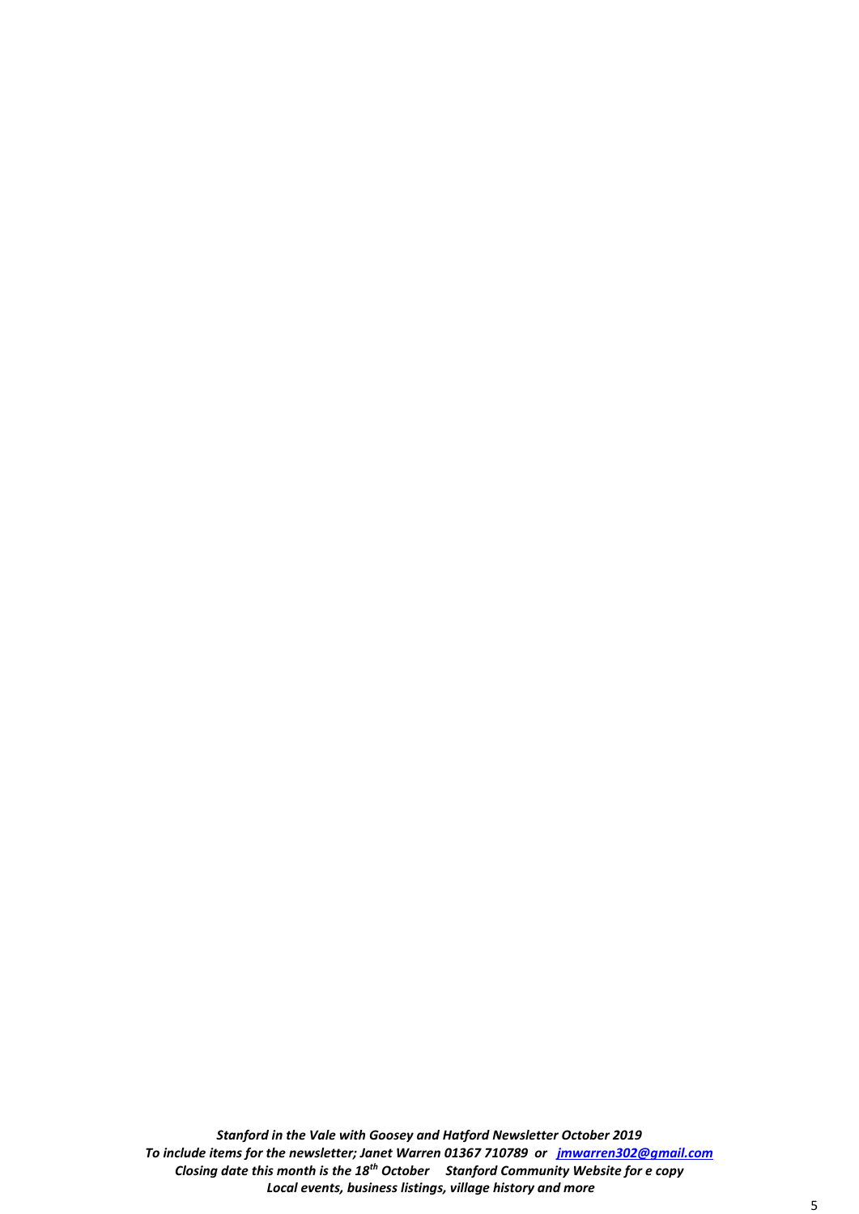***Stanford in the Vale with Goosey and Hatford Newsletter October 2019***

***To include items for the newsletter; Janet Warren 01367 710789 or [jmwarren302@gmail.com](mailto:jmwarren302@gmail.com)***

***Closing date this month is the 18th October     Stanford Community Website for e copy***

***Local events, business listings, village history and more***